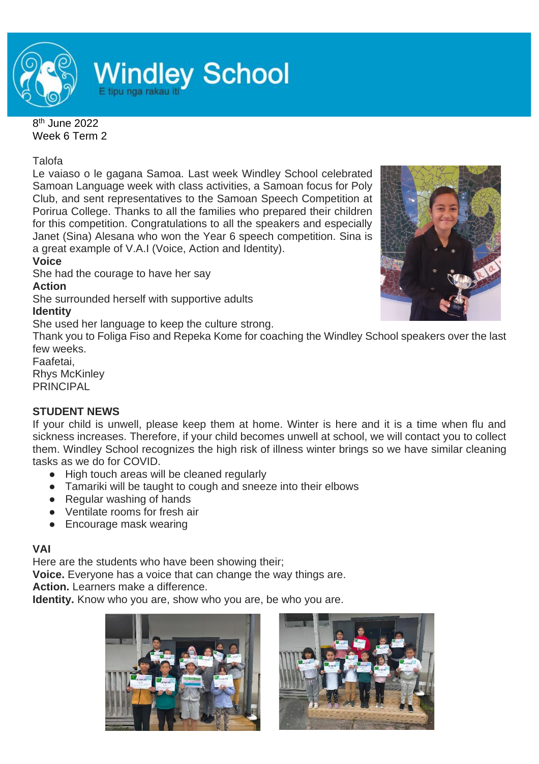# Windley School

E tipu nga rakau iti

8th June 2022
Week 6 Term 2

Talofa

Le vaiaso o le gagana Samoa. Last week Windley School celebrated Samoan Language week with class activities, a Samoan focus for Poly Club, and sent representatives to the Samoan Speech Competition at Porirua College. Thanks to all the families who prepared their children for this competition. Congratulations to all the speakers and especially Janet (Sina) Alesana who won the Year 6 speech competition. Sina is a great example of V.A.I (Voice, Action and Identity).

**Voice**

She had the courage to have her say

**Action**

She surrounded herself with supportive adults

**Identity**

She used her language to keep the culture strong.

Thank you to Foliga Fiso and Repeka Kome for coaching the Windley School speakers over the last few weeks.

Faafetai,
Rhys McKinley
PRINCIPAL

## STUDENT NEWS

If your child is unwell, please keep them at home. Winter is here and it is a time when flu and sickness increases. Therefore, if your child becomes unwell at school, we will contact you to collect them. Windley School recognizes the high risk of illness winter brings so we have similar cleaning tasks as we do for COVID.

- High touch areas will be cleaned regularly
- Tamariki will be taught to cough and sneeze into their elbows
- Regular washing of hands
- Ventilate rooms for fresh air
- Encourage mask wearing

## VAI

Here are the students who have been showing their;

**Voice.** Everyone has a voice that can change the way things are.

**Action.** Learners make a difference.

**Identity.** Know who you are, show who you are, be who you are.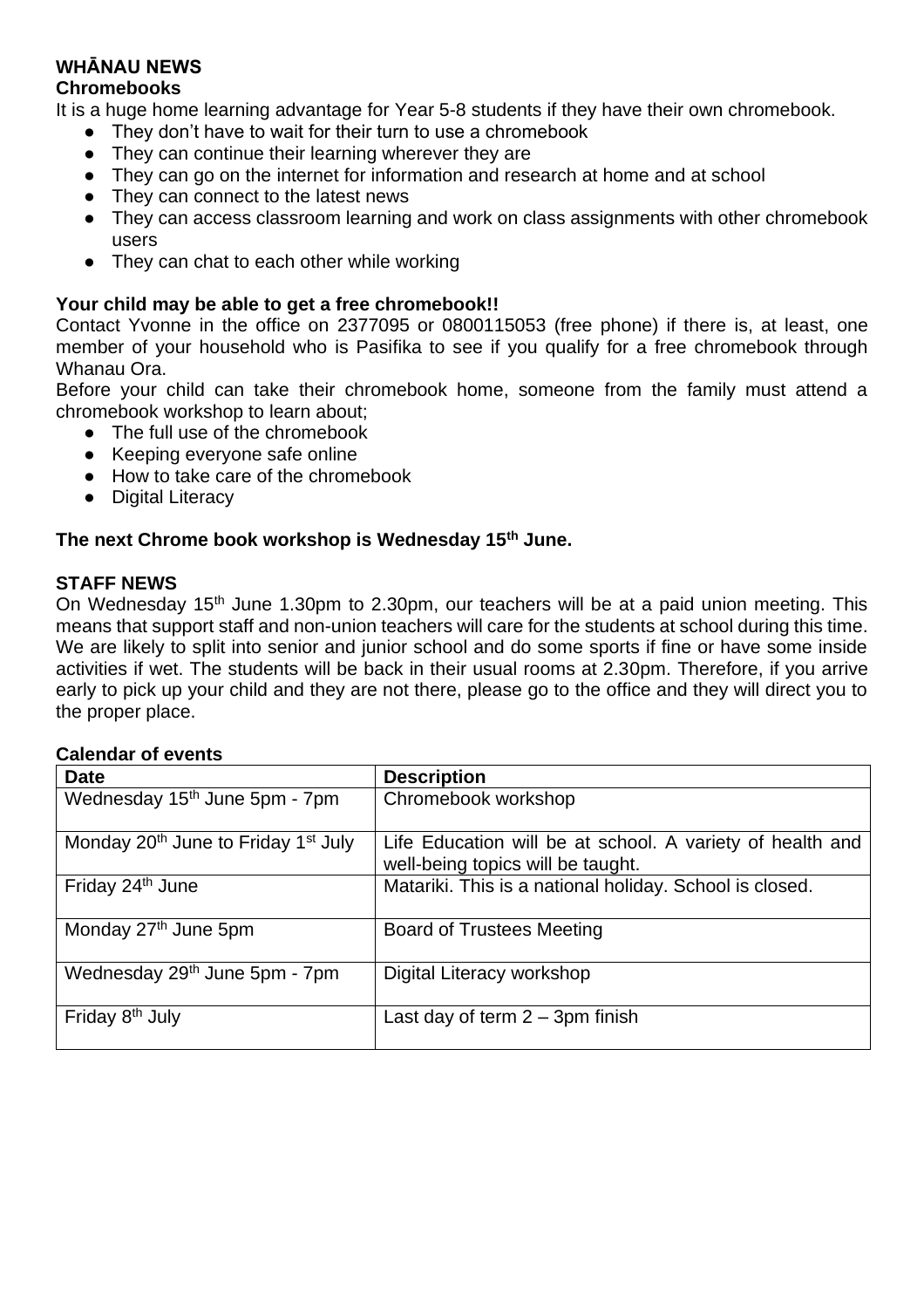## WHĀNAU NEWS

### Chromebooks

It is a huge home learning advantage for Year 5-8 students if they have their own chromebook.

- They don't have to wait for their turn to use a chromebook
- They can continue their learning wherever they are
- They can go on the internet for information and research at home and at school
- They can connect to the latest news
- They can access classroom learning and work on class assignments with other chromebook users
- They can chat to each other while working

**Your child may be able to get a free chromebook!!**

Contact Yvonne in the office on 2377095 or 0800115053 (free phone) if there is, at least, one member of your household who is Pasifika to see if you qualify for a free chromebook through Whanau Ora.

Before your child can take their chromebook home, someone from the family must attend a chromebook workshop to learn about;

- The full use of the chromebook
- Keeping everyone safe online
- How to take care of the chromebook
- Digital Literacy

**The next Chrome book workshop is Wednesday 15th June.**

## STAFF NEWS

On Wednesday 15th June 1.30pm to 2.30pm, our teachers will be at a paid union meeting. This means that support staff and non-union teachers will care for the students at school during this time. We are likely to split into senior and junior school and do some sports if fine or have some inside activities if wet. The students will be back in their usual rooms at 2.30pm. Therefore, if you arrive early to pick up your child and they are not there, please go to the office and they will direct you to the proper place.

### Calendar of events

| Date | Description |
|---|---|
| Wednesday 15th June 5pm - 7pm | Chromebook workshop |
| Monday 20th June to Friday 1st July | Life Education will be at school. A variety of health and well-being topics will be taught. |
| Friday 24th June | Matariki. This is a national holiday. School is closed. |
| Monday 27th June 5pm | Board of Trustees Meeting |
| Wednesday 29th June 5pm - 7pm | Digital Literacy workshop |
| Friday 8th July | Last day of term 2 – 3pm finish |